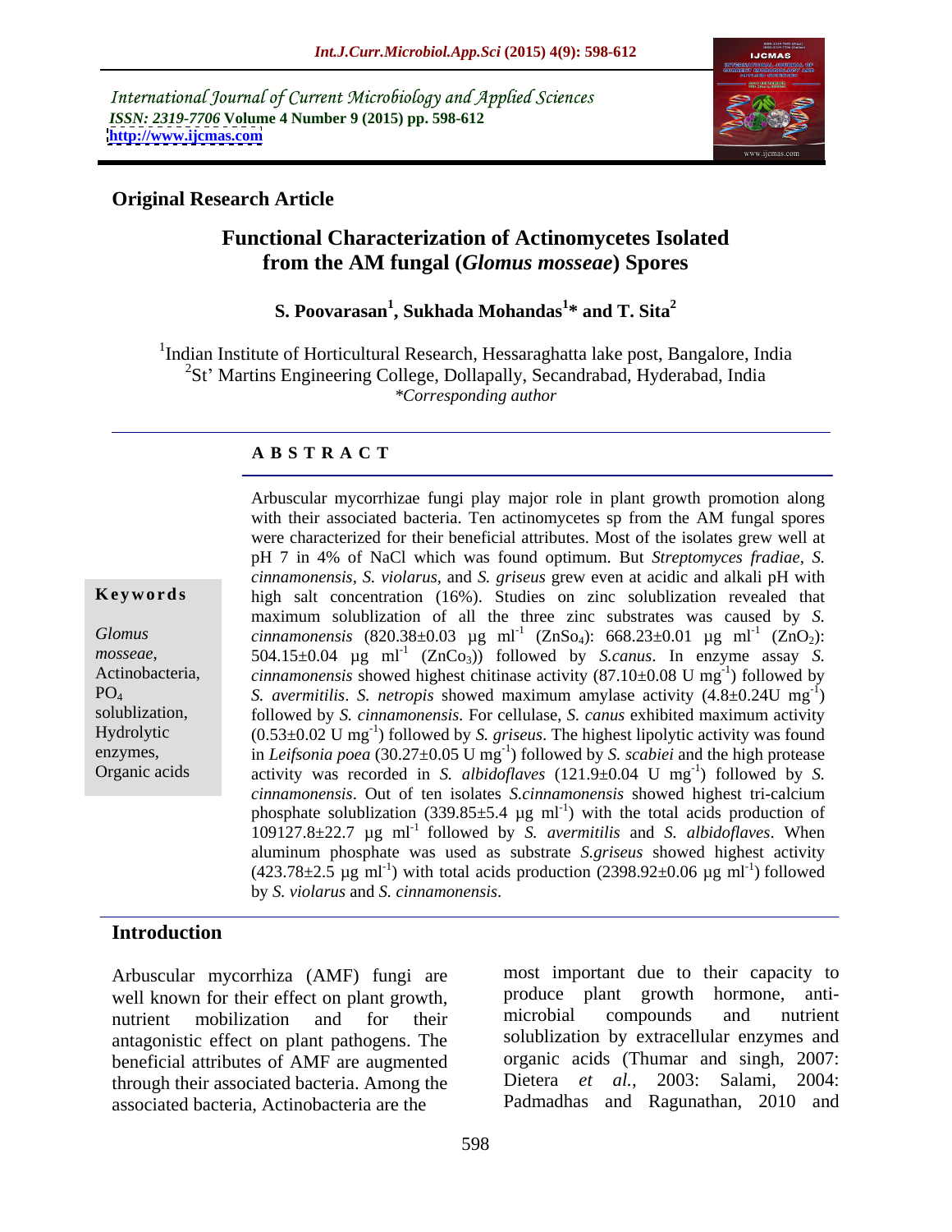International Journal of Current Microbiology and Applied Sciences
*ISSN: 2319-7706* **Volume 4 Number 9 (2015) pp. 598-612**
**http://www.ijcmas.com**

**Original Research Article**

# Functional Characterization of Actinomycetes Isolated from the AM fungal (*Glomus mosseae*) Spores

**S. Poovarasan[1], Sukhada Mohandas[1]* and T. Sita[2]**

[1]Indian Institute of Horticultural Research, Hessaraghatta lake post, Bangalore, India
[2]St' Martins Engineering College, Dollapally, Secandrabad, Hyderabad, India
*\*Corresponding author*

## ABSTRACT

**Keywords**

*Glomus mosseae*, Actinobacteria, $PO_4$ solublization, Hydrolytic enzymes, Organic acids

Arbuscular mycorrhizae fungi play major role in plant growth promotion along with their associated bacteria. Ten actinomycetes sp from the AM fungal spores were characterized for their beneficial attributes. Most of the isolates grew well at pH 7 in 4% of NaCl which was found optimum. But *Streptomyces fradiae, S. cinnamonensis, S. violarus,* and *S. griseus* grew even at acidic and alkali pH with high salt concentration (16%). Studies on zinc solublization revealed that maximum solublization of all the three zinc substrates was caused by *S. cinnamonensis* (820.38±0.03 µg $ml^{-1}$ ($ZnSo_4$): 668.23±0.01 µg $ml^{-1}$ ($ZnO_2$): 504.15±0.04 µg $ml^{-1}$ ($ZnCo_3$)) followed by *S.canus*. In enzyme assay *S. cinnamonensis* showed highest chitinase activity (87.10±0.08 U $mg^{-1}$) followed by *S. avermitilis*. *S. netropis* showed maximum amylase activity (4.8±0.24U $mg^{-1}$) followed by *S. cinnamonensis.* For cellulase, *S. canus* exhibited maximum activity (0.53±0.02 U $mg^{-1}$) followed by *S. griseus*. The highest lipolytic activity was found in *Leifsonia poea* (30.27±0.05 U $mg^{-1}$) followed by *S. scabiei* and the high protease activity was recorded in *S. albidoflaves* (121.9±0.04 U $mg^{-1}$) followed by *S. cinnamonensis*. Out of ten isolates *S.cinnamonensis* showed highest tri-calcium phosphate solublization (339.85±5.4 µg $ml^{-1}$) with the total acids production of 109127.8±22.7 µg $ml^{-1}$ followed by *S. avermitilis* and *S. albidoflaves*. When aluminum phosphate was used as substrate *S.griseus* showed highest activity (423.78±2.5 µg $ml^{-1}$) with total acids production (2398.92±0.06 µg $ml^{-1}$) followed by *S. violarus* and *S. cinnamonensis.*

## Introduction

Arbuscular mycorrhiza (AMF) fungi are well known for their effect on plant growth, nutrient mobilization and for their antagonistic effect on plant pathogens. The beneficial attributes of AMF are augmented through their associated bacteria. Among the associated bacteria, Actinobacteria are the most important due to their capacity to produce plant growth hormone, anti-microbial compounds and nutrient solublization by extracellular enzymes and organic acids (Thumar and singh, 2007: Dietera *et al.,* 2003: Salami, 2004: Padmadhas and Ragunathan, 2010 and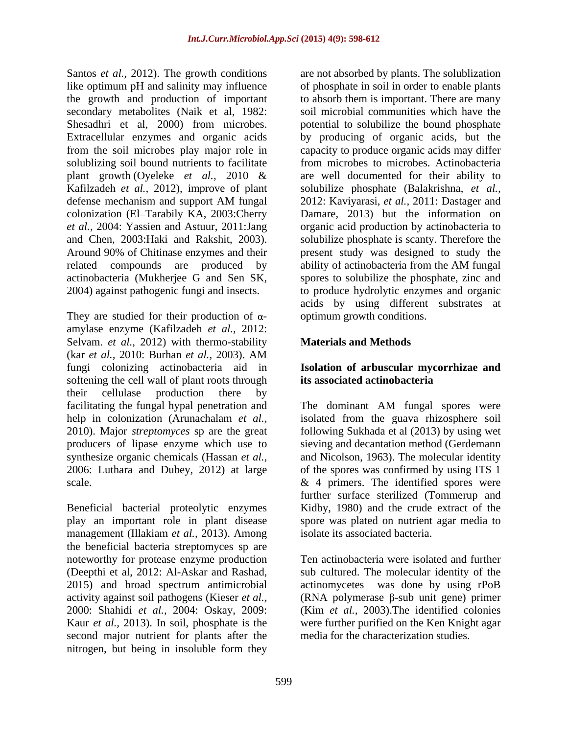Santos *et al.,* 2012). The growth conditions like optimum pH and salinity may influence the growth and production of important secondary metabolites (Naik et al, 1982: Shesadhri et al, 2000) from microbes. Extracellular enzymes and organic acids from the soil microbes play major role in soublizing soil bound nutrients to facilitate plant growth (Oyeleke *et al.,* 2010 & Kafilzadeh *et al.,* 2012), improve of plant defense mechanism and support AM fungal colonization (El–Tarabily KA, 2003:Cherry *et al.,* 2004: Yassien and Astuur, 2011:Jang and Chen, 2003:Haki and Rakshit, 2003). Around 90% of Chitinase enzymes and their related compounds are produced by actinobacteria (Mukherjee G and Sen SK, 2004) against pathogenic fungi and insects.

They are studied for their production of α-amylase enzyme (Kafilzadeh *et al.,* 2012: Selvam. *et al.,* 2012) with thermo-stability (kar *et al.,* 2010: Burhan *et al.,* 2003). AM fungi colonizing actinobacteria aid in softening the cell wall of plant roots through their cellulase production there by facilitating the fungal hypal penetration and help in colonization (Arunachalam *et al.,* 2010). Major *streptomyces* sp are the great producers of lipase enzyme which use to synthesize organic chemicals (Hassan *et al.,* 2006: Luthara and Dubey, 2012) at large scale.

Beneficial bacterial proteolytic enzymes play an important role in plant disease management (Illakiam *et al.,* 2013). Among the beneficial bacteria streptomyces sp are noteworthy for protease enzyme production (Deepthi et al, 2012: Al-Askar and Rashad, 2015) and broad spectrum antimicrobial activity against soil pathogens (Kieser *et al.,* 2000: Shahidi *et al.,* 2004: Oskay, 2009: Kaur *et al.,* 2013). In soil, phosphate is the second major nutrient for plants after the nitrogen, but being in insoluble form they are not absorbed by plants. The solublization of phosphate in soil in order to enable plants to absorb them is important. There are many soil microbial communities which have the potential to solubilize the bound phosphate by producing of organic acids, but the capacity to produce organic acids may differ from microbes to microbes. Actinobacteria are well documented for their ability to solubilize phosphate (Balakrishna, *et al.,* 2012: Kaviyarasi, *et al.,* 2011: Dastager and Damare, 2013) but the information on organic acid production by actinobacteria to solubilize phosphate is scanty. Therefore the present study was designed to study the ability of actinobacteria from the AM fungal spores to solubilize the phosphate, zinc and to produce hydrolytic enzymes and organic acids by using different substrates at optimum growth conditions.

## Materials and Methods

### Isolation of arbuscular mycorrhizae and its associated actinobacteria

The dominant AM fungal spores were isolated from the guava rhizosphere soil following Sukhada et al (2013) by using wet sieving and decantation method (Gerdemann and Nicolson, 1963). The molecular identity of the spores was confirmed by using ITS 1 & 4 primers. The identified spores were further surface sterilized (Tommerup and Kidby, 1980) and the crude extract of the spore was plated on nutrient agar media to isolate its associated bacteria.

Ten actinobacteria were isolated and further sub cultured. The molecular identity of the actinomycetes was done by using rPoB (RNA polymerase β-sub unit gene) primer (Kim *et al.,* 2003).The identified colonies were further purified on the Ken Knight agar media for the characterization studies.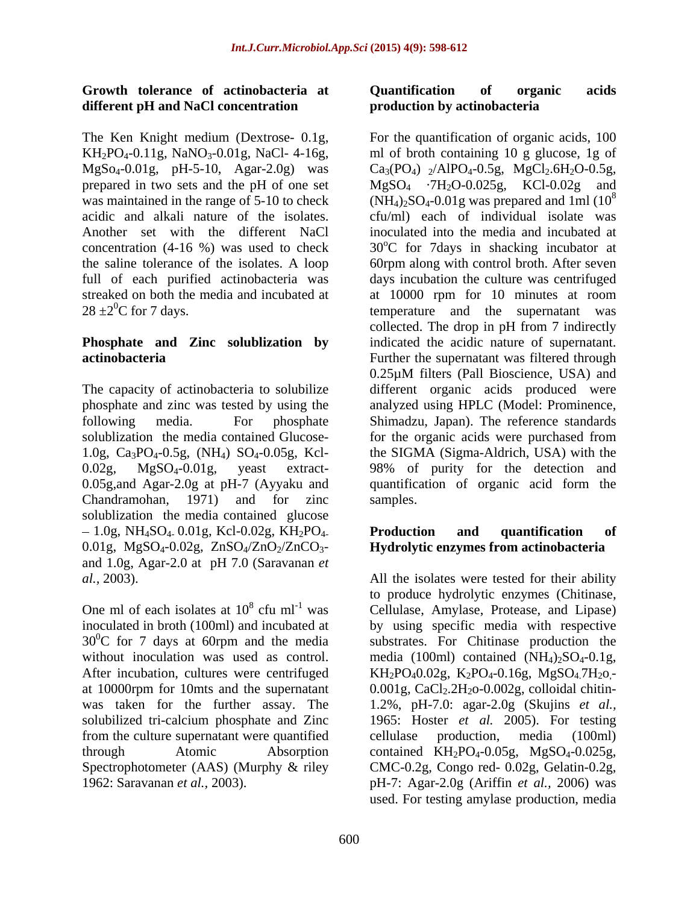### Growth tolerance of actinobacteria at different pH and NaCl concentration

The Ken Knight medium (Dextrose- 0.1g, $KH_2PO_4$-0.11g, $NaNO_3$-0.01g, NaCl- 4-16g, $MgSo_4$-0.01g, pH-5-10, Agar-2.0g) was prepared in two sets and the pH of one set was maintained in the range of 5-10 to check acidic and alkali nature of the isolates. Another set with the different NaCl concentration (4-16 %) was used to check the saline tolerance of the isolates. A loop full of each purified actinobacteria was streaked on both the media and incubated at $28 \pm 2^0$C for 7 days.

### Phosphate and Zinc solublization by actinobacteria

The capacity of actinobacteria to solubilize phosphate and zinc was tested by using the following media. For phosphate solublization the media contained Glucose-1.0g, $Ca_3PO_4$-0.5g, $(NH_4)$ $SO_4$-0.05g, Kcl-0.02g, $MgSO_4$-0.01g, yeast extract-0.05g,and Agar-2.0g at pH-7 (Ayyaku and Chandramohan, 1971) and for zinc solublization the media contained glucose – 1.0g, $NH_4SO_4$ 0.01g, Kcl-0.02g, $KH_2PO_4$ 0.01g, $MgSO_4$-0.02g, $ZnSO_4/ZnO_2/ZnCO_3$- and 1.0g, Agar-2.0 at pH 7.0 (Saravanan *et al.,* 2003).

One ml of each isolates at $10^8$ cfu $ml^{-1}$ was inoculated in broth (100ml) and incubated at $30^0$C for 7 days at 60rpm and the media without inoculation was used as control. After incubation, cultures were centrifuged at 10000rpm for 10mts and the supernatant was taken for the further assay. The solubilized tri-calcium phosphate and Zinc from the culture supernatant were quantified through Atomic Absorption Spectrophotometer (AAS) (Murphy & riley 1962: Saravanan *et al.,* 2003).

### Quantification of organic acids production by actinobacteria

For the quantification of organic acids, 100 ml of broth containing 10 g glucose, 1g of $Ca_3(PO_4)_2/AlPO_4$-0.5g, $MgCl_2.6H_2O$-0.5g, $MgSO_4 \cdot 7H_2O$-0.025g, KCl-0.02g and $(NH_4)_2SO_4$-0.01g was prepared and 1ml ($10^8$ cfu/ml) each of individual isolate was inoculated into the media and incubated at $30^o$C for 7days in shacking incubator at 60rpm along with control broth. After seven days incubation the culture was centrifuged at 10000 rpm for 10 minutes at room temperature and the supernatant was collected. The drop in pH from 7 indirectly indicated the acidic nature of supernatant. Further the supernatant was filtered through 0.25µM filters (Pall Bioscience, USA) and different organic acids produced were analyzed using HPLC (Model: Prominence, Shimadzu, Japan). The reference standards for the organic acids were purchased from the SIGMA (Sigma-Aldrich, USA) with the 98% of purity for the detection and quantification of organic acid form the samples.

### Production and quantification of Hydrolytic enzymes from actinobacteria

All the isolates were tested for their ability to produce hydrolytic enzymes (Chitinase, Cellulase, Amylase, Protease, and Lipase) by using specific media with respective substrates. For Chitinase production the media (100ml) contained $(NH_4)_2SO_4$-0.1g, $KH_2PO_4$0.02g, $K_2PO_4$-0.16g, $MgSO_4.7H_2o$-0.001g, $CaCl_2.2H_2o$-0.002g, colloidal chitin-1.2%, pH-7.0: agar-2.0g (Skujins *et al.,* 1965: Hoster *et al.* 2005). For testing cellulase production, media (100ml) contained $KH_2PO_4$-0.05g, $MgSO_4$-0.025g, CMC-0.2g, Congo red- 0.02g, Gelatin-0.2g, pH-7: Agar-2.0g (Ariffin *et al.,* 2006) was used. For testing amylase production, media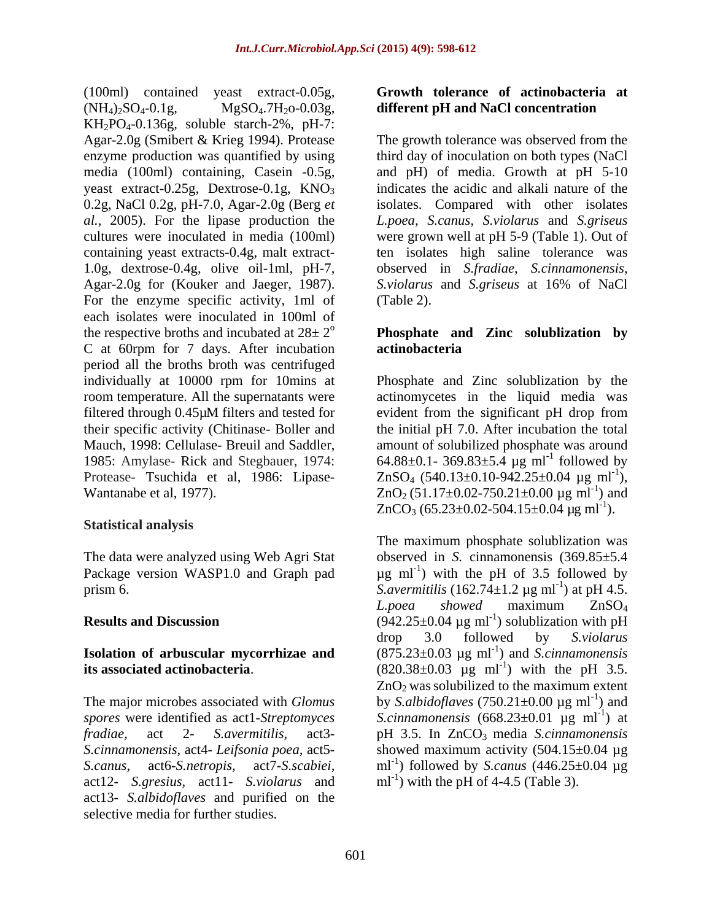(100ml) contained yeast extract-0.05g, $(NH_4)_2SO_4$-0.1g, $MgSO_4.7H_2o$-0.03g, $KH_2PO_4$-0.136g, soluble starch-2%, pH-7: Agar-2.0g (Smibert & Krieg 1994). Protease enzyme production was quantified by using media (100ml) containing, Casein -0.5g, yeast extract-0.25g, Dextrose-0.1g, $KNO_3$ 0.2g, NaCl 0.2g, pH-7.0, Agar-2.0g (Berg *et al.*, 2005). For the lipase production the cultures were inoculated in media (100ml) containing yeast extracts-0.4g, malt extract-1.0g, dextrose-0.4g, olive oil-1ml, pH-7, Agar-2.0g for (Kouker and Jaeger, 1987). For the enzyme specific activity, 1ml of each isolates were inoculated in 100ml of the respective broths and incubated at $28\pm 2^o$ C at 60rpm for 7 days. After incubation period all the broths broth was centrifuged individually at 10000 rpm for 10mins at room temperature. All the supernatants were filtered through 0.45µM filters and tested for their specific activity (Chitinase- Boller and Mauch, 1998: Cellulase- Breuil and Saddler, 1985: Amylase- Rick and Stegbauer, 1974: Protease- Tsuchida et al, 1986: Lipase- Wantanabe et al, 1977).

## Statistical analysis

The data were analyzed using Web Agri Stat Package version WASP1.0 and Graph pad prism 6.

## Results and Discussion

### Isolation of arbuscular mycorrhizae and its associated actinobacteria.

The major microbes associated with *Glomus spores* were identified as act1-*Streptomyces fradiae*, act 2- *S.avermitilis*, act3- *S.cinnamonensis*, act4- *Leifsonia poea*, act5- *S.canus*, act6-*S.netropis*, act7-*S.scabiei*, act12- *S.gresius*, act11- *S.violarus* and act13- *S.albidoflaves* and purified on the selective media for further studies.

### Growth tolerance of actinobacteria at different pH and NaCl concentration

The growth tolerance was observed from the third day of inoculation on both types (NaCl and pH) of media. Growth at pH 5-10 indicates the acidic and alkali nature of the isolates. Compared with other isolates *L.poea*, *S.canus*, *S.violarus* and *S.griseus* were grown well at pH 5-9 (Table 1). Out of ten isolates high saline tolerance was observed in *S.fradiae*, *S.cinnamonensis*, *S.violarus* and *S.griseus* at 16% of NaCl (Table 2).

### Phosphate and Zinc solublization by actinobacteria

Phosphate and Zinc solublization by the actinomycetes in the liquid media was evident from the significant pH drop from the initial pH 7.0. After incubation the total amount of solubilized phosphate was around $64.88\pm0.1$- $369.83\pm5.4$ µg $ml^{-1}$ followed by $ZnSO_4$ ($540.13\pm0.10$-$942.25\pm0.04$ µg $ml^{-1}$), $ZnO_2$ ($51.17\pm0.02$-$750.21\pm0.00$ µg $ml^{-1}$) and $ZnCO_3$ ($65.23\pm0.02$-$504.15\pm0.04$ µg $ml^{-1}$).

The maximum phosphate solublization was observed in *S.* cinnamonensis ($369.85\pm5.4$ µg $ml^{-1}$) with the pH of 3.5 followed by *S.avermitilis* ($162.74\pm1.2$ µg $ml^{-1}$) at pH 4.5. *L.poea showed* maximum $ZnSO_4$ ($942.25\pm0.04$ µg $ml^{-1}$) solublization with pH drop 3.0 followed by *S.violarus* ($875.23\pm0.03$ µg $ml^{-1}$) and *S.cinnamonensis* ($820.38\pm0.03$ µg $ml^{-1}$) with the pH 3.5. $ZnO_2$ was solubilized to the maximum extent by *S.albidoflaves* ($750.21\pm0.00$ µg $ml^{-1}$) and *S.cinnamonensis* ($668.23\pm0.01$ µg $ml^{-1}$) at pH 3.5. In $ZnCO_3$ media *S.cinnamonensis* showed maximum activity ($504.15\pm0.04$ µg $ml^{-1}$) followed by *S.canus* ($446.25\pm0.04$ µg $ml^{-1}$) with the pH of 4-4.5 (Table 3).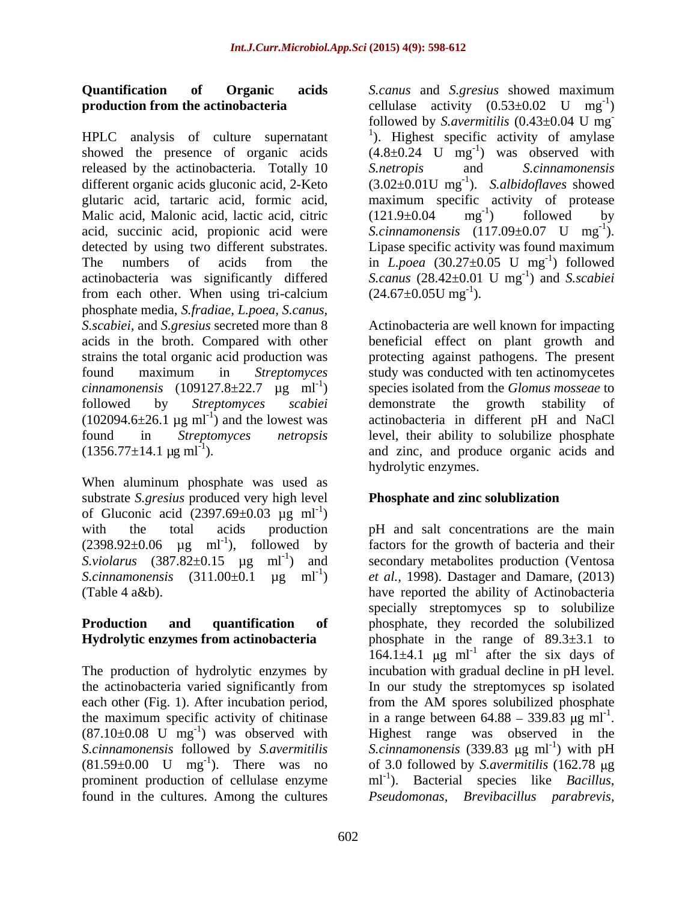## Quantification of Organic acids production from the actinobacteria

HPLC analysis of culture supernatant showed the presence of organic acids released by the actinobacteria. Totally 10 different organic acids gluconic acid, 2-Keto glutaric acid, tartaric acid, formic acid, Malic acid, Malonic acid, lactic acid, citric acid, succinic acid, propionic acid were detected by using two different substrates. The numbers of acids from the actinobacteria was significantly differed from each other. When using tri-calcium phosphate media, *S.fradiae, L.poea, S.canus, S.scabiei*, and *S.gresius* secreted more than 8 acids in the broth. Compared with other strains the total organic acid production was found maximum in *Streptomyces cinnamonensis* (109127.8±22.7 µg $ml^{-1}$) followed by *Streptomyces scabiei* (102094.6±26.1 µg $ml^{-1}$) and the lowest was found in *Streptomyces netropsis* (1356.77±14.1 µg $ml^{-1}$).

When aluminum phosphate was used as substrate *S.gresius* produced very high level of Gluconic acid (2397.69±0.03 µg $ml^{-1}$) with the total acids production (2398.92±0.06 µg $ml^{-1}$), followed by *S.violarus* (387.82±0.15 µg $ml^{-1}$) and *S.cinnamonensis* (311.00±0.1 µg $ml^{-1}$) (Table 4 a&b).

## Production and quantification of Hydrolytic enzymes from actinobacteria

The production of hydrolytic enzymes by the actinobacteria varied significantly from each other (Fig. 1). After incubation period, the maximum specific activity of chitinase (87.10±0.08 U $mg^{-1}$) was observed with *S.cinnamonensis* followed by *S.avermitilis* (81.59±0.00 U $mg^{-1}$). There was no prominent production of cellulase enzyme found in the cultures. Among the cultures *S.canus* and *S.gresius* showed maximum cellulase activity (0.53±0.02 U $mg^{-1}$) followed by *S.avermitilis* (0.43±0.04 U $mg^{-1}$). Highest specific activity of amylase (4.8±0.24 U $mg^{-1}$) was observed with *S.netropis* and *S.cinnamonensis* (3.02±0.01U $mg^{-1}$). *S.albidoflaves* showed maximum specific activity of protease (121.9±0.04 $mg^{-1}$) followed by *S.cinnamonensis* (117.09±0.07 U $mg^{-1}$). Lipase specific activity was found maximum in *L.poea* (30.27±0.05 U $mg^{-1}$) followed *S.canus* (28.42±0.01 U $mg^{-1}$) and *S.scabiei* (24.67±0.05U $mg^{-1}$).

Actinobacteria are well known for impacting beneficial effect on plant growth and protecting against pathogens. The present study was conducted with ten actinomycetes species isolated from the *Glomus mosseae* to demonstrate the growth stability of actinobacteria in different pH and NaCl level, their ability to solubilize phosphate and zinc, and produce organic acids and hydrolytic enzymes.

## Phosphate and zinc solublization

pH and salt concentrations are the main factors for the growth of bacteria and their secondary metabolites production (Ventosa *et al.,* 1998). Dastager and Damare, (2013) have reported the ability of Actinobacteria specially streptomyces sp to solubilize phosphate, they recorded the solubilized phosphate in the range of 89.3±3.1 to 164.1±4.1 µg $ml^{-1}$ after the six days of incubation with gradual decline in pH level. In our study the streptomyces sp isolated from the AM spores solubilized phosphate in a range between 64.88 – 339.83 µg $ml^{-1}$. Highest range was observed in the *S.cinnamonensis* (339.83 µg $ml^{-1}$) with pH of 3.0 followed by *S.avermitilis* (162.78 µg $ml^{-1}$). Bacterial species like *Bacillus*, *Pseudomonas*, *Brevibacillus parabrevis*,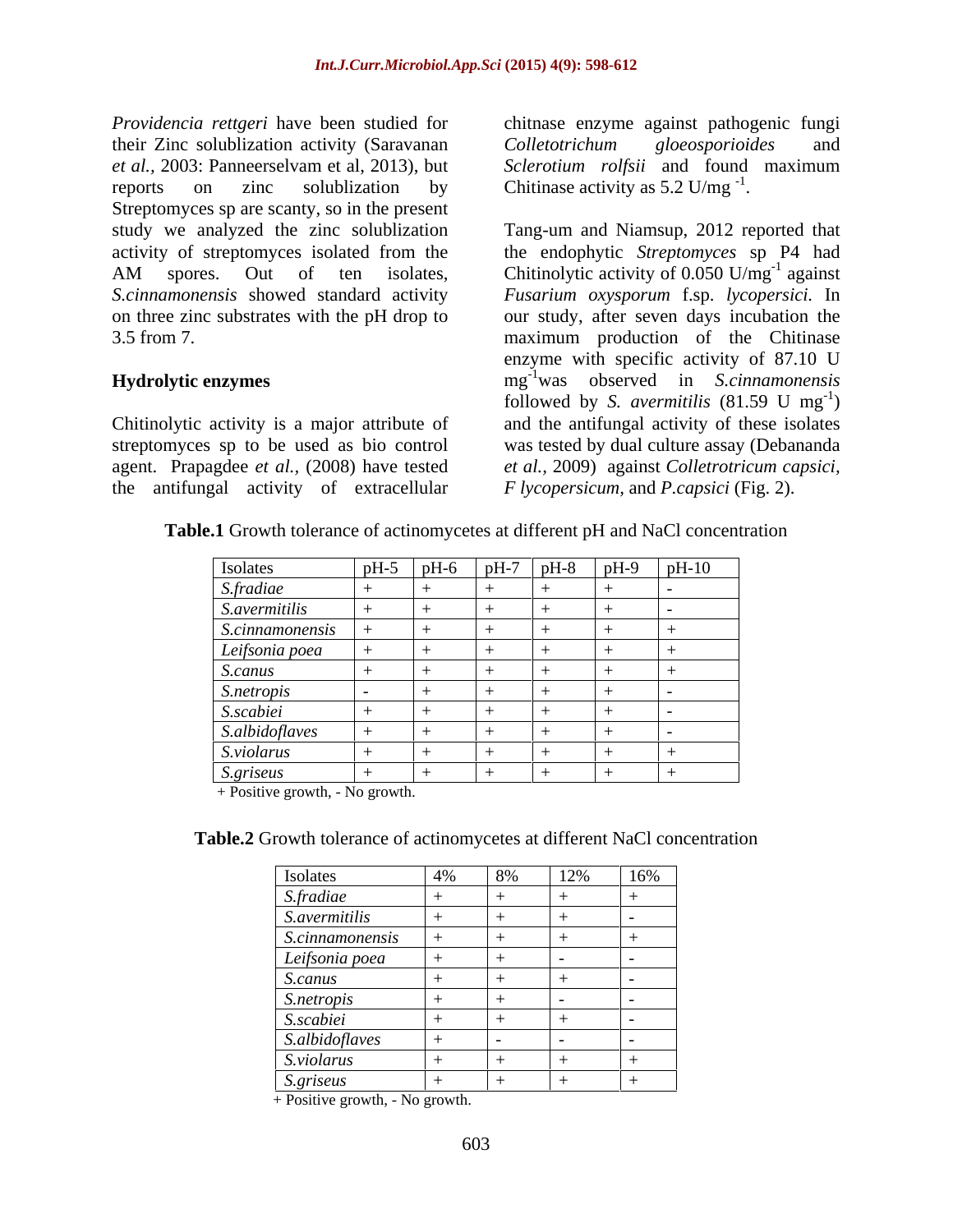*Providencia rettgeri* have been studied for their Zinc solublization activity (Saravanan *et al.*, 2003: Panneerselvam et al, 2013), but reports on zinc solublization by Streptomyces sp are scanty, so in the present study we analyzed the zinc solublization activity of streptomyces isolated from the AM spores. Out of ten isolates, *S.cinnamonensis* showed standard activity on three zinc substrates with the pH drop to 3.5 from 7.

### Hydrolytic enzymes

Chitinolytic activity is a major attribute of streptomyces sp to be used as bio control agent. Prapagdee *et al.*, (2008) have tested the antifungal activity of extracellular chitnase enzyme against pathogenic fungi *Colletotrichum gloeosporioides* and *Sclerotium rolfsii* and found maximum Chitinase activity as 5.2 U/mg $^{-1}$.

Tang-um and Niamsup, 2012 reported that the endophytic *Streptomyces* sp P4 had Chitinolytic activity of 0.050 U/mg$^{-1}$ against *Fusarium oxysporum* f.sp. *lycopersici.* In our study, after seven days incubation the maximum production of the Chitinase enzyme with specific activity of 87.10 U mg$^{-1}$was observed in *S.cinnamonensis* followed by *S. avermitilis* (81.59 U mg$^{-1}$) and the antifungal activity of these isolates was tested by dual culture assay (Debananda *et al.*, 2009) against *Colletrotricum capsici*, *F lycopersicum*, and *P.capsici* (Fig. 2).

**Table.1** Growth tolerance of actinomycetes at different pH and NaCl concentration

| Isolates | pH-5 | pH-6 | pH-7 | pH-8 | pH-9 | pH-10 |
|---|---|---|---|---|---|---|
| *S.fradiae* | + | + | + | + | + | - |
| *S.avermitilis* | + | + | + | + | + | - |
| *S.cinnamonensis* | + | + | + | + | + | + |
| *Leifsonia poea* | + | + | + | + | + | + |
| *S.canus* | + | + | + | + | + | + |
| *S.netropis* | - | + | + | + | + | - |
| *S.scabiei* | + | + | + | + | + | - |
| *S.albidoflaves* | + | + | + | + | + | - |
| *S.violarus* | + | + | + | + | + | + |
| *S.griseus* | + | + | + | + | + | + |

+ Positive growth, - No growth.

**Table.2** Growth tolerance of actinomycetes at different NaCl concentration

| Isolates | 4% | 8% | 12% | 16% |
|---|---|---|---|---|
| *S.fradiae* | + | + | + | + |
| *S.avermitilis* | + | + | + | - |
| *S.cinnamonensis* | + | + | + | + |
| *Leifsonia poea* | + | + | - | - |
| *S.canus* | + | + | + | - |
| *S.netropis* | + | + | - | - |
| *S.scabiei* | + | + | + | - |
| *S.albidoflaves* | + | - | - | - |
| *S.violarus* | + | + | + | + |
| *S.griseus* | + | + | + | + |

+ Positive growth, - No growth.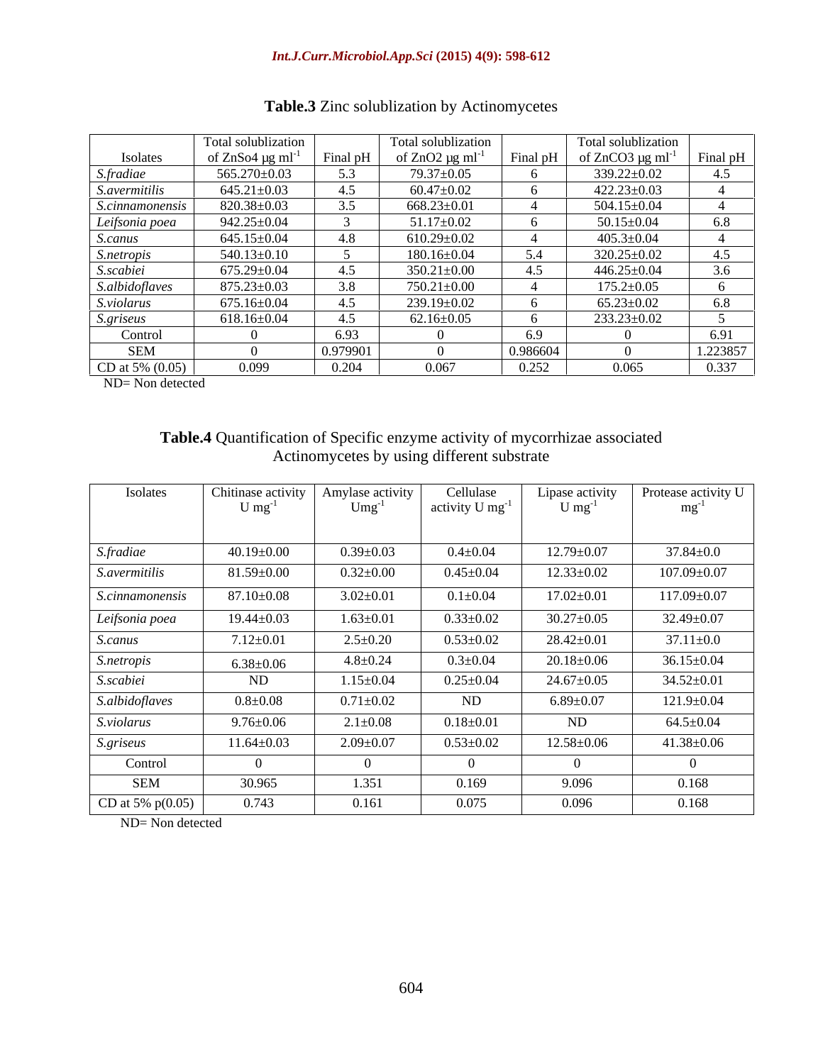**Table.3** Zinc solublization by Actinomycetes

| Isolates | Total solublization of ZnSo4 μg $ml^{-1}$ | Final pH | Total solublization of ZnO2 μg $ml^{-1}$ | Final pH | Total solublization of ZnCO3 μg $ml^{-1}$ | Final pH |
|---|---|---|---|---|---|---|
| *S.fradiae* | 565.270±0.03 | 5.3 | 79.37±0.05 | 6 | 339.22±0.02 | 4.5 |
| *S.avermitilis* | 645.21±0.03 | 4.5 | 60.47±0.02 | 6 | 422.23±0.03 | 4 |
| *S.cinnamonensis* | 820.38±0.03 | 3.5 | 668.23±0.01 | 4 | 504.15±0.04 | 4 |
| *Leifsonia poea* | 942.25±0.04 | 3 | 51.17±0.02 | 6 | 50.15±0.04 | 6.8 |
| *S.canus* | 645.15±0.04 | 4.8 | 610.29±0.02 | 4 | 405.3±0.04 | 4 |
| *S.netropis* | 540.13±0.10 | 5 | 180.16±0.04 | 5.4 | 320.25±0.02 | 4.5 |
| *S.scabiei* | 675.29±0.04 | 4.5 | 350.21±0.00 | 4.5 | 446.25±0.04 | 3.6 |
| *S.albidoflaves* | 875.23±0.03 | 3.8 | 750.21±0.00 | 4 | 175.2±0.05 | 6 |
| *S.violarus* | 675.16±0.04 | 4.5 | 239.19±0.02 | 6 | 65.23±0.02 | 6.8 |
| *S.griseus* | 618.16±0.04 | 4.5 | 62.16±0.05 | 6 | 233.23±0.02 | 5 |
| Control | 0 | 6.93 | 0 | 6.9 | 0 | 6.91 |
| SEM | 0 | 0.979901 | 0 | 0.986604 | 0 | 1.223857 |
| CD at 5% (0.05) | 0.099 | 0.204 | 0.067 | 0.252 | 0.065 | 0.337 |

ND= Non detected

**Table.4** Quantification of Specific enzyme activity of mycorrhizae associated Actinomycetes by using different substrate

| Isolates | Chitinase activity U $mg^{-1}$ | Amylase activity U$mg^{-1}$ | Cellulase activity U $mg^{-1}$ | Lipase activity U $mg^{-1}$ | Protease activity U $mg^{-1}$ |
|---|---|---|---|---|---|
| *S.fradiae* | 40.19±0.00 | 0.39±0.03 | 0.4±0.04 | 12.79±0.07 | 37.84±0.0 |
| *S.avermitilis* | 81.59±0.00 | 0.32±0.00 | 0.45±0.04 | 12.33±0.02 | 107.09±0.07 |
| *S.cinnamonensis* | 87.10±0.08 | 3.02±0.01 | 0.1±0.04 | 17.02±0.01 | 117.09±0.07 |
| *Leifsonia poea* | 19.44±0.03 | 1.63±0.01 | 0.33±0.02 | 30.27±0.05 | 32.49±0.07 |
| *S.canus* | 7.12±0.01 | 2.5±0.20 | 0.53±0.02 | 28.42±0.01 | 37.11±0.0 |
| *S.netropis* | 6.38±0.06 | 4.8±0.24 | 0.3±0.04 | 20.18±0.06 | 36.15±0.04 |
| *S.scabiei* | ND | 1.15±0.04 | 0.25±0.04 | 24.67±0.05 | 34.52±0.01 |
| *S.albidoflaves* | 0.8±0.08 | 0.71±0.02 | ND | 6.89±0.07 | 121.9±0.04 |
| *S.violarus* | 9.76±0.06 | 2.1±0.08 | 0.18±0.01 | ND | 64.5±0.04 |
| *S.griseus* | 11.64±0.03 | 2.09±0.07 | 0.53±0.02 | 12.58±0.06 | 41.38±0.06 |
| Control | 0 | 0 | 0 | 0 | 0 |
| SEM | 30.965 | 1.351 | 0.169 | 9.096 | 0.168 |
| CD at 5% p(0.05) | 0.743 | 0.161 | 0.075 | 0.096 | 0.168 |

ND= Non detected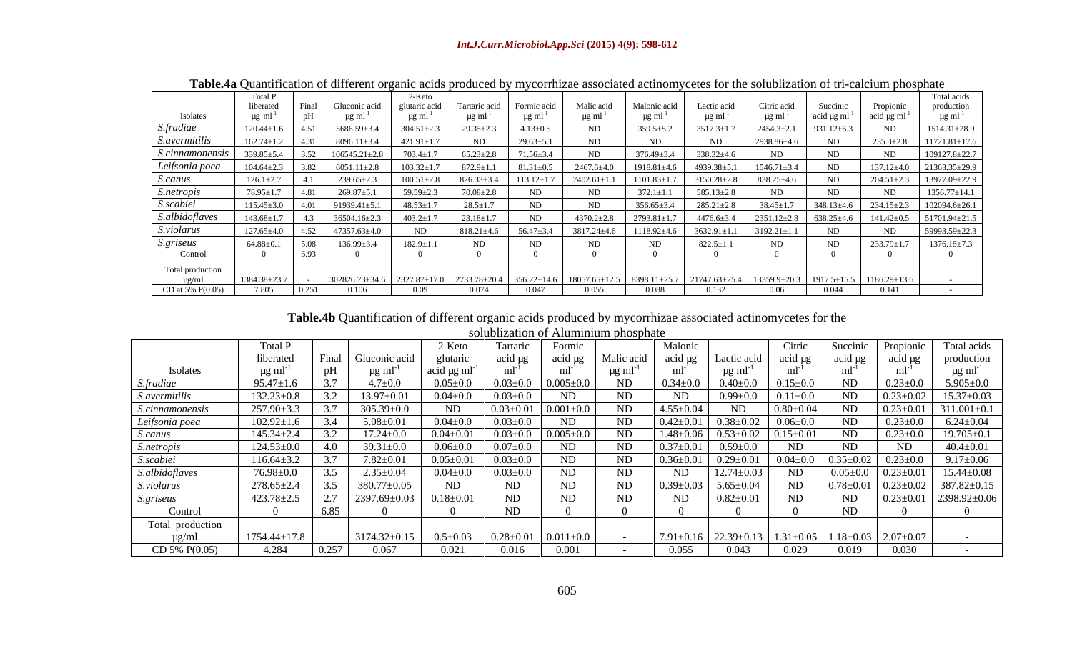**Table.4a** Quantification of different organic acids produced by mycorrhizae associated actinomycetes for the solublization of tri-calcium phosphate

| Isolates | Total P liberated μg $ml^{-1}$ | Final pH | Gluconic acid μg $ml^{-1}$ | 2-Keto glutaric acid μg $ml^{-1}$ | Tartaric acid μg $ml^{-1}$ | Formic acid μg $ml^{-1}$ | Malic acid μg $ml^{-1}$ | Malonic acid μg $ml^{-1}$ | Lactic acid μg $ml^{-1}$ | Citric acid μg $ml^{-1}$ | Succinic acid μg $ml^{-1}$ | Propionic acid μg $ml^{-1}$ | Total acids production μg $ml^{-1}$ |
|---|---|---|---|---|---|---|---|---|---|---|---|---|---|
| *S.fradiae* | 120.44±1.6 | 4.51 | 5686.59±3.4 | 304.51±2.3 | 29.35±2.3 | 4.13±0.5 | ND | 359.5±5.2 | 3517.3±1.7 | 2454.3±2.1 | 931.12±6.3 | ND | 1514.31±28.9 |
| *S.avermitilis* | 162.74±1.2 | 4.31 | 8096.11±3.4 | 421.91±1.7 | ND | 29.63±5.1 | ND | ND | ND | 2938.86±4.6 | ND | 235.3±2.8 | 11721.81±17.6 |
| *S.cinnamonensis* | 339.85±5.4 | 3.52 | 106545.21±2.8 | 703.4±1.7 | 65.23±2.8 | 71.56±3.4 | ND | 376.49±3.4 | 338.32±4.6 | ND | ND | ND | 109127.8±22.7 |
| *Leifsonia poea* | 104.64±2.3 | 3.82 | 6051.11±2.8 | 103.32±1.7 | 872.9±1.1 | 81.31±0.5 | 2467.6±4.0 | 1918.81±4.6 | 4939.38±5.1 | 1546.71±3.4 | ND | 137.12±4.0 | 21363.35±29.9 |
| *S.canus* | 126.1+2.7 | 4.1 | 239.65±2.3 | 100.51±2.8 | 826.33±3.4 | 113.12±1.7 | 7402.61±1.1 | 1101.83±1.7 | 3150.28±2.8 | 838.25±4.6 | ND | 204.51±2.3 | 13977.09±22.9 |
| *S.netropis* | 78.95±1.7 | 4.81 | 269.87±5.1 | 59.59±2.3 | 70.08±2.8 | ND | ND | 372.1±1.1 | 585.13±2.8 | ND | ND | ND | 1356.77±14.1 |
| *S.scabiei* | 115.45±3.0 | 4.01 | 91939.41±5.1 | 48.53±1.7 | 28.5±1.7 | ND | ND | 356.65±3.4 | 285.21±2.8 | 38.45±1.7 | 348.13±4.6 | 234.15±2.3 | 102094.6±26.1 |
| *S.albidoflaves* | 143.68±1.7 | 4.3 | 36504.16±2.3 | 403.2±1.7 | 23.18±1.7 | ND | 4370.2±2.8 | 2793.81±1.7 | 4476.6±3.4 | 2351.12±2.8 | 638.25±4.6 | 141.42±0.5 | 51701.94±21.5 |
| *S.violarus* | 127.65±4.0 | 4.52 | 47357.63±4.0 | ND | 818.21±4.6 | 56.47±3.4 | 3817.24±4.6 | 1118.92±4.6 | 3632.91±1.1 | 3192.21±1.1 | ND | ND | 59993.59±22.3 |
| *S.griseus* | 64.88±0.1 | 5.08 | 136.99±3.4 | 182.9±1.1 | ND | ND | ND | ND | 822.5±1.1 | ND | ND | 233.79±1.7 | 1376.18±7.3 |
| Control | 0 | 6.93 | 0 | 0 | 0 | 0 | 0 | 0 | 0 | 0 | 0 | 0 | 0 |
| Total production μg/ml | 1384.38±23.7 | - | 302826.73±34.6 | 2327.87±17.0 | 2733.78±20.4 | 356.22±14.6 | 18057.65±12.5 | 8398.11±25.7 | 21747.63±25.4 | 13359.9±20.3 | 1917.5±15.5 | 1186.29±13.6 | - |
| CD at 5% P(0.05) | 7.805 | 0.251 | 0.106 | 0.09 | 0.074 | 0.047 | 0.055 | 0.088 | 0.132 | 0.06 | 0.044 | 0.141 | - |

**Table.4b** Quantification of different organic acids produced by mycorrhizae associated actinomycetes for the solublization of Aluminium phosphate

| Isolates | Total P liberated μg $ml^{-1}$ | Final pH | Gluconic acid μg $ml^{-1}$ | 2-Keto glutaric acid μg $ml^{-1}$ | Tartaric acid μg $ml^{-1}$ | Formic acid μg $ml^{-1}$ | Malic acid μg $ml^{-1}$ | Malonic acid μg $ml^{-1}$ | Lactic acid μg $ml^{-1}$ | Citric acid μg $ml^{-1}$ | Succinic acid μg $ml^{-1}$ | Propionic acid μg $ml^{-1}$ | Total acids production μg $ml^{-1}$ |
|---|---|---|---|---|---|---|---|---|---|---|---|---|---|
| *S.fradiae* | 95.47±1.6 | 3.7 | 4.7±0.0 | 0.05±0.0 | 0.03±0.0 | 0.005±0.0 | ND | 0.34±0.0 | 0.40±0.0 | 0.15±0.0 | ND | 0.23±0.0 | 5.905±0.0 |
| *S.avermitilis* | 132.23±0.8 | 3.2 | 13.97±0.01 | 0.04±0.0 | 0.03±0.0 | ND | ND | ND | 0.99±0.0 | 0.11±0.0 | ND | 0.23±0.02 | 15.37±0.03 |
| *S.cinnamonensis* | 257.90±3.3 | 3.7 | 305.39±0.0 | ND | 0.03±0.01 | 0.001±0.0 | ND | 4.55±0.04 | ND | 0.80±0.04 | ND | 0.23±0.01 | 311.001±0.1 |
| *Leifsonia poea* | 102.92±1.6 | 3.4 | 5.08±0.01 | 0.04±0.0 | 0.03±0.0 | ND | ND | 0.42±0.01 | 0.38±0.02 | 0.06±0.0 | ND | 0.23±0.0 | 6.24±0.04 |
| *S.canus* | 145.34±2.4 | 3.2 | 17.24±0.0 | 0.04±0.01 | 0.03±0.0 | 0.005±0.0 | ND | 1.48±0.06 | 0.53±0.02 | 0.15±0.01 | ND | 0.23±0.0 | 19.705±0.1 |
| *S.netropis* | 124.53±0.0 | 4.0 | 39.31±0.0 | 0.06±0.0 | 0.07±0.0 | ND | ND | 0.37±0.01 | 0.59±0.0 | ND | ND | ND | 40.4±0.01 |
| *S.scabiei* | 116.64±3.2 | 3.7 | 7.82±0.01 | 0.05±0.01 | 0.03±0.0 | ND | ND | 0.36±0.01 | 0.29±0.01 | 0.04±0.0 | 0.35±0.02 | 0.23±0.0 | 9.17±0.06 |
| *S.albidoflaves* | 76.98±0.0 | 3.5 | 2.35±0.04 | 0.04±0.0 | 0.03±0.0 | ND | ND | ND | 12.74±0.03 | ND | 0.05±0.0 | 0.23±0.01 | 15.44±0.08 |
| *S.violarus* | 278.65±2.4 | 3.5 | 380.77±0.05 | ND | ND | ND | ND | 0.39±0.03 | 5.65±0.04 | ND | 0.78±0.01 | 0.23±0.02 | 387.82±0.15 |
| *S.griseus* | 423.78±2.5 | 2.7 | 2397.69±0.03 | 0.18±0.01 | ND | ND | ND | ND | 0.82±0.01 | ND | ND | 0.23±0.01 | 2398.92±0.06 |
| Control | 0 | 6.85 | 0 | 0 | ND | 0 | 0 | 0 | 0 | 0 | ND | 0 | 0 |
| Total production μg/ml | 1754.44±17.8 | | 3174.32±0.15 | 0.5±0.03 | 0.28±0.01 | 0.011±0.0 | - | 7.91±0.16 | 22.39±0.13 | 1.31±0.05 | 1.18±0.03 | 2.07±0.07 | - |
| CD 5% P(0.05) | 4.284 | 0.257 | 0.067 | 0.021 | 0.016 | 0.001 | - | 0.055 | 0.043 | 0.029 | 0.019 | 0.030 | - |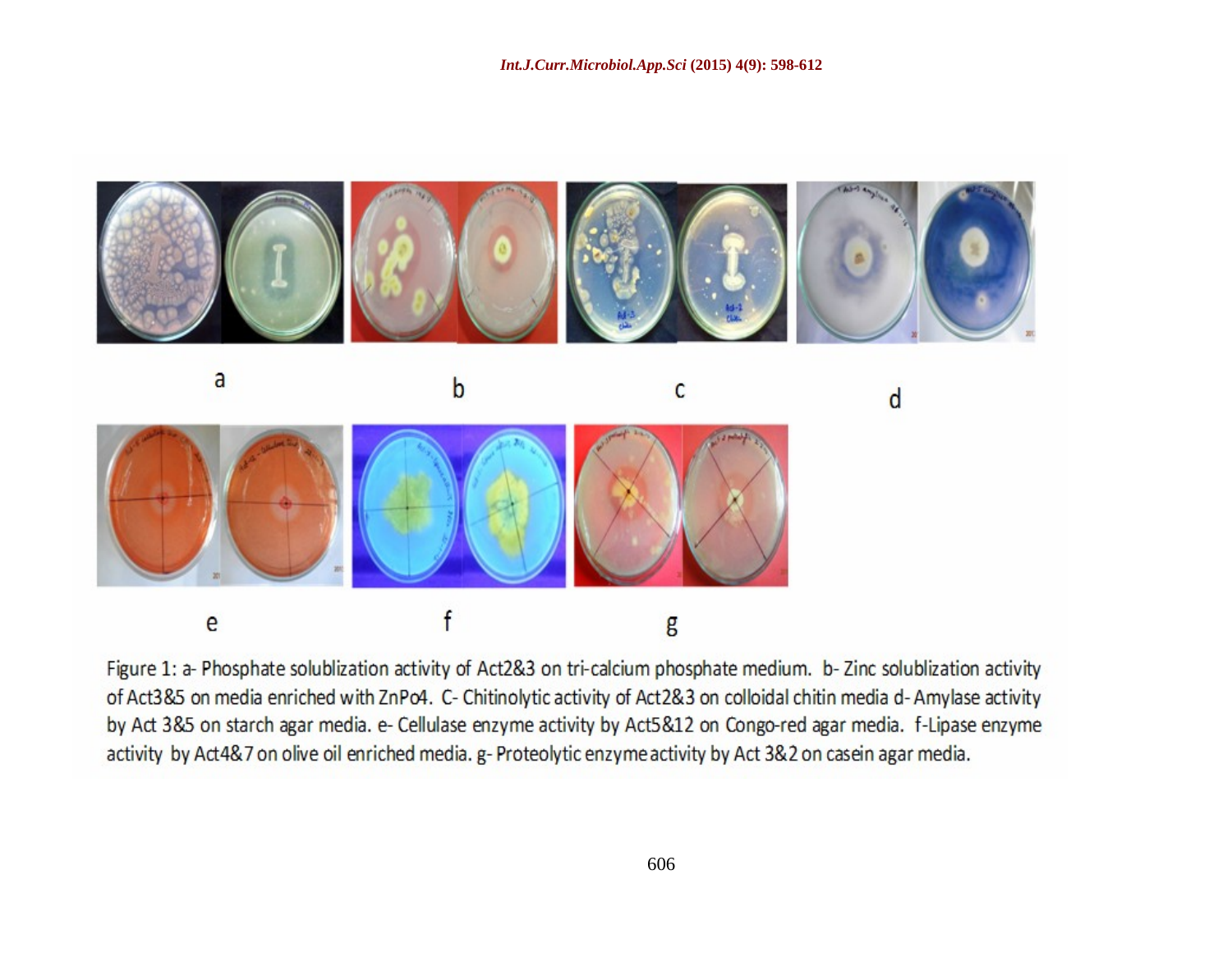Figure 1: a- Phosphate solublization activity of Act2&3 on tri-calcium phosphate medium. b- Zinc solublization activity of Act3&5 on media enriched with ZnPo4. C- Chitinolytic activity of Act2&3 on colloidal chitin media d- Amylase activity by Act 3&5 on starch agar media. e- Cellulase enzyme activity by Act5&12 on Congo-red agar media. f-Lipase enzyme activity by Act4&7 on olive oil enriched media. g- Proteolytic enzyme activity by Act 3&2 on casein agar media.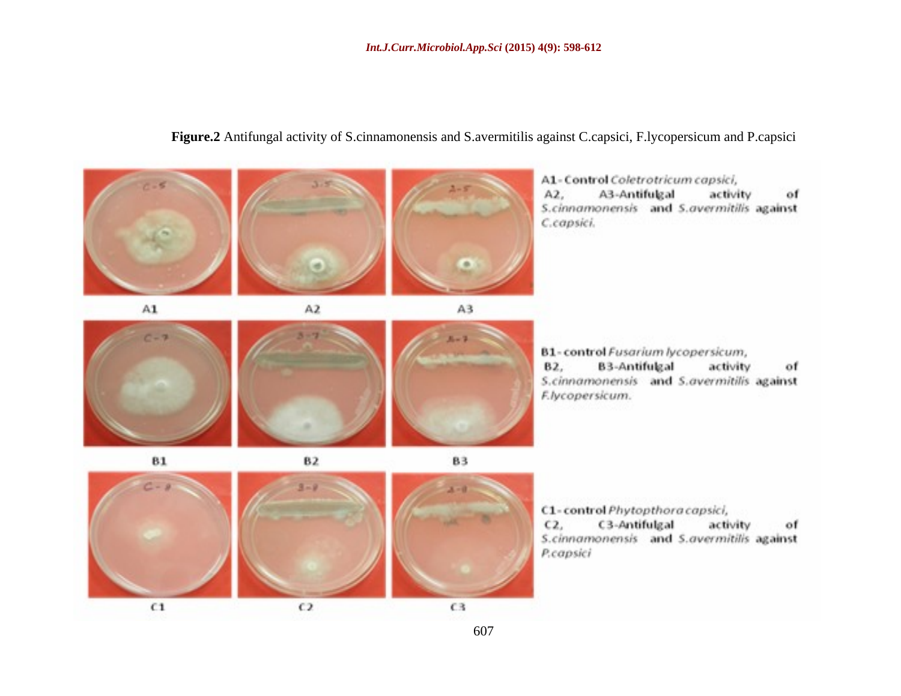**Figure.2** Antifungal activity of S.cinnamonensis and S.avermitilis against C.capsici, F.lycopersicum and P.capsici

A1- Control *Coletrotricum capsici*,
A2, A3-Antifulgal activity of *S.cinnamonensis* and *S.avermitilis* against *C.capsici.*

B1- control *Fusarium lycopersicum*,
B2, B3-Antifulgal activity of *S.cinnamonensis* and *S.avermitilis* against *F.lycopersicum.*

C1- control *Phytopthora capsici*,
C2, C3-Antifulgal activity of *S.cinnamonensis* and *S.avermitilis* against *P.capsici*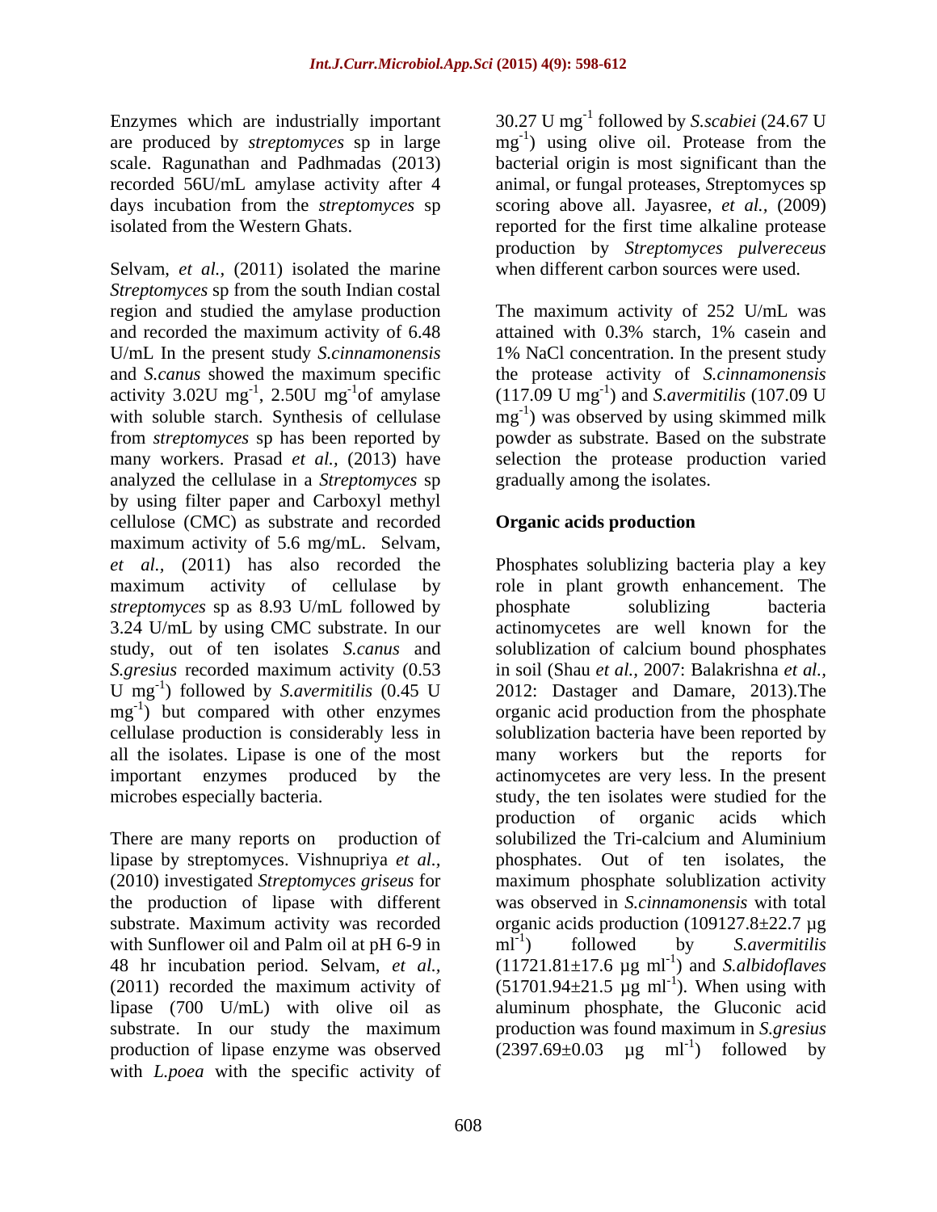Enzymes which are industrially important are produced by *streptomyces* sp in large scale. Ragunathan and Padhmadas (2013) recorded 56U/mL amylase activity after 4 days incubation from the *streptomyces* sp isolated from the Western Ghats.

Selvam, *et al.,* (2011) isolated the marine *Streptomyces* sp from the south Indian costal region and studied the amylase production and recorded the maximum activity of 6.48 U/mL In the present study *S.cinnamonensis* and *S.canus* showed the maximum specific activity 3.02U $mg^{-1}$, 2.50U $mg^{-1}$of amylase with soluble starch. Synthesis of cellulase from *streptomyces* sp has been reported by many workers. Prasad *et al.,* (2013) have analyzed the cellulase in a *Streptomyces* sp by using filter paper and Carboxyl methyl cellulose (CMC) as substrate and recorded maximum activity of 5.6 mg/mL. Selvam, *et al.,* (2011) has also recorded the maximum activity of cellulase by *streptomyces* sp as 8.93 U/mL followed by 3.24 U/mL by using CMC substrate. In our study, out of ten isolates *S.canus* and *S.gresius* recorded maximum activity (0.53 U $mg^{-1}$) followed by *S.avermitilis* (0.45 U $mg^{-1}$) but compared with other enzymes cellulase production is considerably less in all the isolates. Lipase is one of the most important enzymes produced by the microbes especially bacteria.

There are many reports on production of lipase by streptomyces. Vishnupriya *et al.,* (2010) investigated *Streptomyces griseus* for the production of lipase with different substrate. Maximum activity was recorded with Sunflower oil and Palm oil at pH 6-9 in 48 hr incubation period. Selvam, *et al.,* (2011) recorded the maximum activity of lipase (700 U/mL) with olive oil as substrate. In our study the maximum production of lipase enzyme was observed with *L.poea* with the specific activity of 30.27 U $mg^{-1}$ followed by *S.scabiei* (24.67 U $mg^{-1}$) using olive oil. Protease from the bacterial origin is most significant than the animal, or fungal proteases, *S*treptomyces sp scoring above all. Jayasree, *et al.,* (2009) reported for the first time alkaline protease production by *Streptomyces pulvereceus* when different carbon sources were used.

The maximum activity of 252 U/mL was attained with 0.3% starch, 1% casein and 1% NaCl concentration. In the present study the protease activity of *S.cinnamonensis* (117.09 U $mg^{-1}$) and *S.avermitilis* (107.09 U $mg^{-1}$) was observed by using skimmed milk powder as substrate. Based on the substrate selection the protease production varied gradually among the isolates.

## Organic acids production

Phosphates solublizing bacteria play a key role in plant growth enhancement. The phosphate solublizing bacteria actinomycetes are well known for the solublization of calcium bound phosphates in soil (Shau *et al.,* 2007: Balakrishna *et al.,* 2012: Dastager and Damare, 2013).The organic acid production from the phosphate solublization bacteria have been reported by many workers but the reports for actinomycetes are very less. In the present study, the ten isolates were studied for the production of organic acids which solubilized the Tri-calcium and Aluminium phosphates. Out of ten isolates, the maximum phosphate solublization activity was observed in *S.cinnamonensis* with total organic acids production (109127.8±22.7 µg $ml^{-1}$) followed by *S.avermitilis* (11721.81±17.6 µg $ml^{-1}$) and *S.albidoflaves* (51701.94±21.5 µg $ml^{-1}$). When using with aluminum phosphate, the Gluconic acid production was found maximum in *S.gresius* (2397.69±0.03 µg $ml^{-1}$) followed by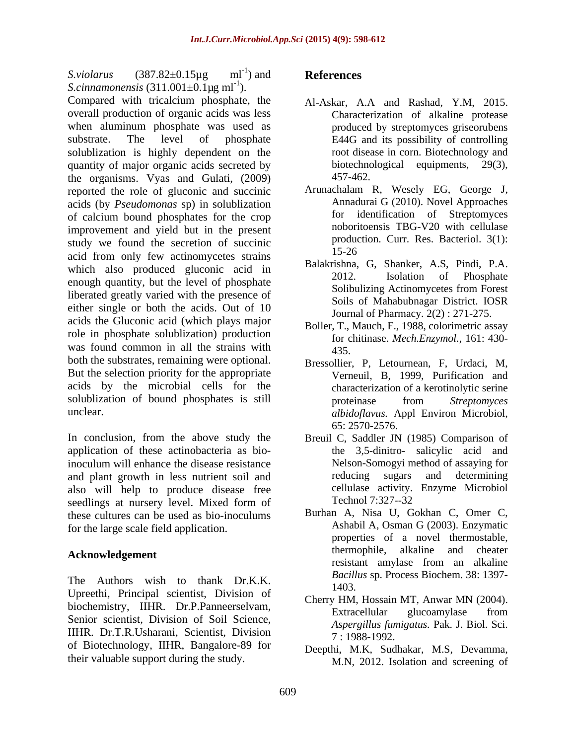*S.violarus* (387.82±0.15µg $ml^{-1}$) and *S.cinnamonensis* (311.001±0.1µg $ml^{-1}$). Compared with tricalcium phosphate, the overall production of organic acids was less when aluminum phosphate was used as substrate. The level of phosphate solublization is highly dependent on the quantity of major organic acids secreted by the organisms. Vyas and Gulati, (2009) reported the role of gluconic and succinic acids (by *Pseudomonas* sp) in solublization of calcium bound phosphates for the crop improvement and yield but in the present study we found the secretion of succinic acid from only few actinomycetes strains which also produced gluconic acid in enough quantity, but the level of phosphate liberated greatly varied with the presence of either single or both the acids. Out of 10 acids the Gluconic acid (which plays major role in phosphate solublization) production was found common in all the strains with both the substrates, remaining were optional. But the selection priority for the appropriate acids by the microbial cells for the solublization of bound phosphates is still unclear.

In conclusion, from the above study the application of these actinobacteria as bio-inoculum will enhance the disease resistance and plant growth in less nutrient soil and also will help to produce disease free seedlings at nursery level. Mixed form of these cultures can be used as bio-inoculums for the large scale field application.

## Acknowledgement

The Authors wish to thank Dr.K.K. Upreethi, Principal scientist, Division of biochemistry, IIHR. Dr.P.Panneerselvam, Senior scientist, Division of Soil Science, IIHR. Dr.T.R.Usharani, Scientist, Division of Biotechnology, IIHR, Bangalore-89 for their valuable support during the study.

## References

Al-Askar, A.A and Rashad, Y.M, 2015. Characterization of alkaline protease produced by streptomyces griseorubens E44G and its possibility of controlling root disease in corn. Biotechnology and biotechnological equipments, 29(3), 457-462.

Arunachalam R, Wesely EG, George J, Annadurai G (2010). Novel Approaches for identification of Streptomyces noboritoensis TBG-V20 with cellulase production. Curr. Res. Bacteriol. 3(1): 15-26

Balakrishna, G, Shanker, A.S, Pindi, P.A. 2012. Isolation of Phosphate Solibulizing Actinomycetes from Forest Soils of Mahabubnagar District. IOSR Journal of Pharmacy. 2(2) : 271-275.

Boller, T., Mauch, F., 1988, colorimetric assay for chitinase. *Mech.Enzymol.,* 161: 430-435.

Bressollier, P, Letournean, F, Urdaci, M, Verneuil, B, 1999, Purification and characterization of a kerotinolytic serine proteinase from *Streptomyces albidoflavus.* Appl Environ Microbiol, 65: 2570-2576.

Breuil C, Saddler JN (1985) Comparison of the 3,5-dinitro- salicylic acid and Nelson-Somogyi method of assaying for reducing sugars and determining cellulase activity. Enzyme Microbiol Technol 7:327--32

Burhan A, Nisa U, Gokhan C, Omer C, Ashabil A, Osman G (2003). Enzymatic properties of a novel thermostable, thermophile, alkaline and cheater resistant amylase from an alkaline *Bacillus* sp. Process Biochem. 38: 1397-1403.

Cherry HM, Hossain MT, Anwar MN (2004). Extracellular glucoamylase from *Aspergillus fumigatus.* Pak. J. Biol. Sci. 7 : 1988-1992.

Deepthi, M.K, Sudhakar, M.S, Devamma, M.N, 2012. Isolation and screening of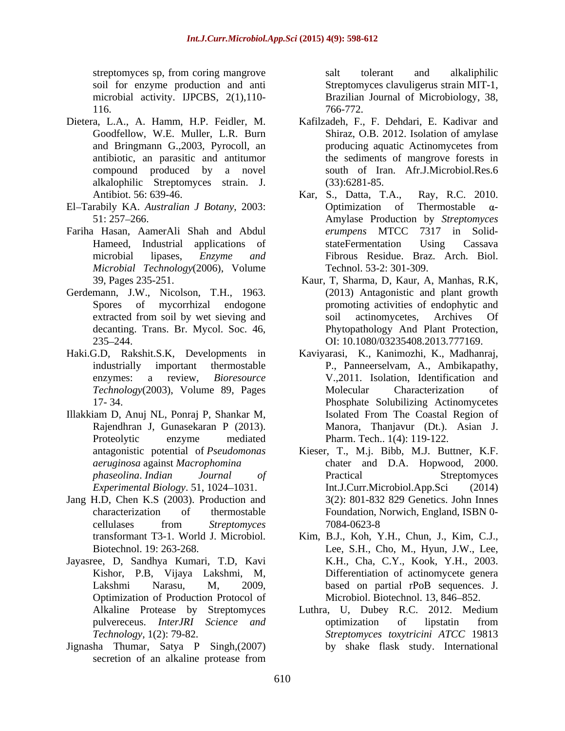streptomyces sp, from coring mangrove soil for enzyme production and anti microbial activity. IJPCBS, 2(1),110-116.

Dietera, L.A., A. Hamm, H.P. Feidler, M. Goodfellow, W.E. Muller, L.R. Burn and Bringmann G.,2003, Pyrocoll, an antibiotic, an parasitic and antitumor compound produced by a novel alkalophilic Streptomyces strain. J. Antibiot. 56: 639-46.

El–Tarabily KA. *Australian J Botany*, 2003: 51: 257–266.

Fariha Hasan, AamerAli Shah and Abdul Hameed, Industrial applications of microbial lipases, *Enzyme and Microbial Technology*(2006), Volume 39, Pages 235-251.

Gerdemann, J.W., Nicolson, T.H., 1963. Spores of mycorrhizal endogone extracted from soil by wet sieving and decanting. Trans. Br. Mycol. Soc. 46, 235–244.

Haki.G.D, Rakshit.S.K, Developments in industrially important thermostable enzymes: a review, *Bioresource Technology*(2003), Volume 89, Pages 17- 34.

Illakkiam D, Anuj NL, Ponraj P, Shankar M, Rajendhran J, Gunasekaran P (2013). Proteolytic enzyme mediated antagonistic potential of *Pseudomonas aeruginosa* against *Macrophomina phaseolina*. *Indian Journal of Experimental Biology*. 51, 1024–1031.

Jang H.D, Chen K.S (2003). Production and characterization of thermostable cellulases from *Streptomyces* transformant T3-1. World J. Microbiol. Biotechnol. 19: 263-268.

Jayasree, D, Sandhya Kumari, T.D, Kavi Kishor, P.B, Vijaya Lakshmi, M, Lakshmi Narasu, M, 2009, Optimization of Production Protocol of Alkaline Protease by Streptomyces pulvereceus. *InterJRI Science and Technology*, 1(2): 79-82.

Jignasha Thumar, Satya P Singh,(2007) secretion of an alkaline protease from salt tolerant and alkaliphilic Streptomyces clavuligerus strain MIT-1, Brazilian Journal of Microbiology, 38, 766-772.

Kafilzadeh, F., F. Dehdari, E. Kadivar and Shiraz, O.B. 2012. Isolation of amylase producing aquatic Actinomycetes from the sediments of mangrove forests in south of Iran. Afr.J.Microbiol.Res.6 (33):6281-85.

Kar, S., Datta, T.A., Ray, R.C. 2010. Optimization of Thermostable α-Amylase Production by *Streptomyces erumpens* MTCC 7317 in Solid-stateFermentation Using Cassava Fibrous Residue. Braz. Arch. Biol. Technol. 53-2: 301-309.

Kaur, T, Sharma, D, Kaur, A, Manhas, R.K, (2013) Antagonistic and plant growth promoting activities of endophytic and soil actinomycetes, Archives Of Phytopathology And Plant Protection, OI: 10.1080/03235408.2013.777169.

Kaviyarasi, K., Kanimozhi, K., Madhanraj, P., Panneerselvam, A., Ambikapathy, V.,2011. Isolation, Identification and Molecular Characterization of Phosphate Solubilizing Actinomycetes Isolated From The Coastal Region of Manora, Thanjavur (Dt.). Asian J. Pharm. Tech.. 1(4): 119-122.

Kieser, T., M.j. Bibb, M.J. Buttner, K.F. chater and D.A. Hopwood, 2000. Practical Streptomyces Int.J.Curr.Microbiol.App.Sci (2014) 3(2): 801-832 829 Genetics. John Innes Foundation, Norwich, England, ISBN 0-7084-0623-8

Kim, B.J., Koh, Y.H., Chun, J., Kim, C.J., Lee, S.H., Cho, M., Hyun, J.W., Lee, K.H., Cha, C.Y., Kook, Y.H., 2003. Differentiation of actinomycete genera based on partial rPoB sequences. J. Microbiol. Biotechnol. 13, 846–852.

Luthra, U, Dubey R.C. 2012. Medium optimization of lipstatin from *Streptomyces toxytricini ATCC* 19813 by shake flask study. International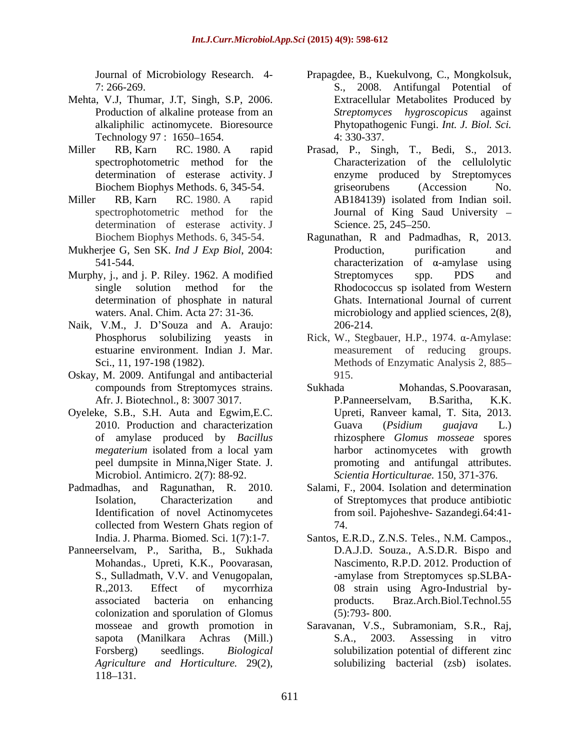Journal of Microbiology Research. 4-7: 266-269.

Mehta, V.J, Thumar, J.T, Singh, S.P, 2006. Production of alkaline protease from an alkaliphilic actinomycete. Bioresource Technology 97 : 1650–1654.

Miller RB, Karn RC. 1980. A rapid spectrophotometric method for the determination of esterase activity. J Biochem Biophys Methods. 6, 345-54.

Miller RB, Karn RC. 1980. A rapid spectrophotometric method for the determination of esterase activity. J Biochem Biophys Methods. 6, 345-54.

Mukherjee G, Sen SK. *Ind J Exp Biol*, 2004: 541-544.

Murphy, j., and j. P. Riley. 1962. A modified single solution method for the determination of phosphate in natural waters. Anal. Chim. Acta 27: 31-36.

Naik, V.M., J. D'Souza and A. Araujo: Phosphorus solubilizing yeasts in estuarine environment. Indian J. Mar. Sci., 11, 197-198 (1982).

Oskay, M. 2009. Antifungal and antibacterial compounds from Streptomyces strains. Afr. J. Biotechnol., 8: 3007 3017.

Oyeleke, S.B., S.H. Auta and Egwim,E.C. 2010. Production and characterization of amylase produced by *Bacillus megaterium* isolated from a local yam peel dumpsite in Minna,Niger State. J. Microbiol. Antimicro. 2(7): 88-92.

Padmadhas, and Ragunathan, R. 2010. Isolation, Characterization and Identification of novel Actinomycetes collected from Western Ghats region of India. J. Pharma. Biomed. Sci. 1(7):1-7.

Panneerselvam, P., Saritha, B., Sukhada Mohandas., Upreti, K.K., Poovarasan, S., Sulladmath, V.V. and Venugopalan, R.,2013. Effect of mycorrhiza associated bacteria on enhancing colonization and sporulation of Glomus mosseae and growth promotion in sapota (Manilkara Achras (Mill.) Forsberg) seedlings. *Biological Agriculture and Horticulture.* 29(2), 118–131.

Prapagdee, B., Kuekulvong, C., Mongkolsuk, S., 2008. Antifungal Potential of Extracellular Metabolites Produced by *Streptomyces hygroscopicus* against Phytopathogenic Fungi. *Int. J. Biol. Sci.* 4: 330-337.

Prasad, P., Singh, T., Bedi, S., 2013. Characterization of the cellulolytic enzyme produced by Streptomyces griseorubens (Accession No. AB184139) isolated from Indian soil. Journal of King Saud University – Science. 25, 245–250.

Ragunathan, R and Padmadhas, R, 2013. Production, purification and characterization of α-amylase using Streptomyces spp. PDS and Rhodococcus sp isolated from Western Ghats. International Journal of current microbiology and applied sciences, 2(8), 206-214.

Rick, W., Stegbauer, H.P., 1974. α-Amylase: measurement of reducing groups. Methods of Enzymatic Analysis 2, 885–915.

Sukhada Mohandas, S.Poovarasan, P.Panneerselvam, B.Saritha, K.K. Upreti, Ranveer kamal, T. Sita, 2013. Guava (*Psidium guajava* L.) rhizosphere *Glomus mosseae* spores harbor actinomycetes with growth promoting and antifungal attributes. *Scientia Horticulturae.* 150, 371-376.

Salami, F., 2004. Isolation and determination of Streptomyces that produce antibiotic from soil. Pajoheshve- Sazandegi.64:41-74.

Santos, E.R.D., Z.N.S. Teles., N.M. Campos., D.A.J.D. Souza., A.S.D.R. Bispo and Nascimento, R.P.D. 2012. Production of -amylase from Streptomyces sp.SLBA-08 strain using Agro-Industrial by-products. Braz.Arch.Biol.Technol.55 (5):793- 800.

Saravanan, V.S., Subramoniam, S.R., Raj, S.A., 2003. Assessing in vitro solubilization potential of different zinc solubilizing bacterial (zsb) isolates.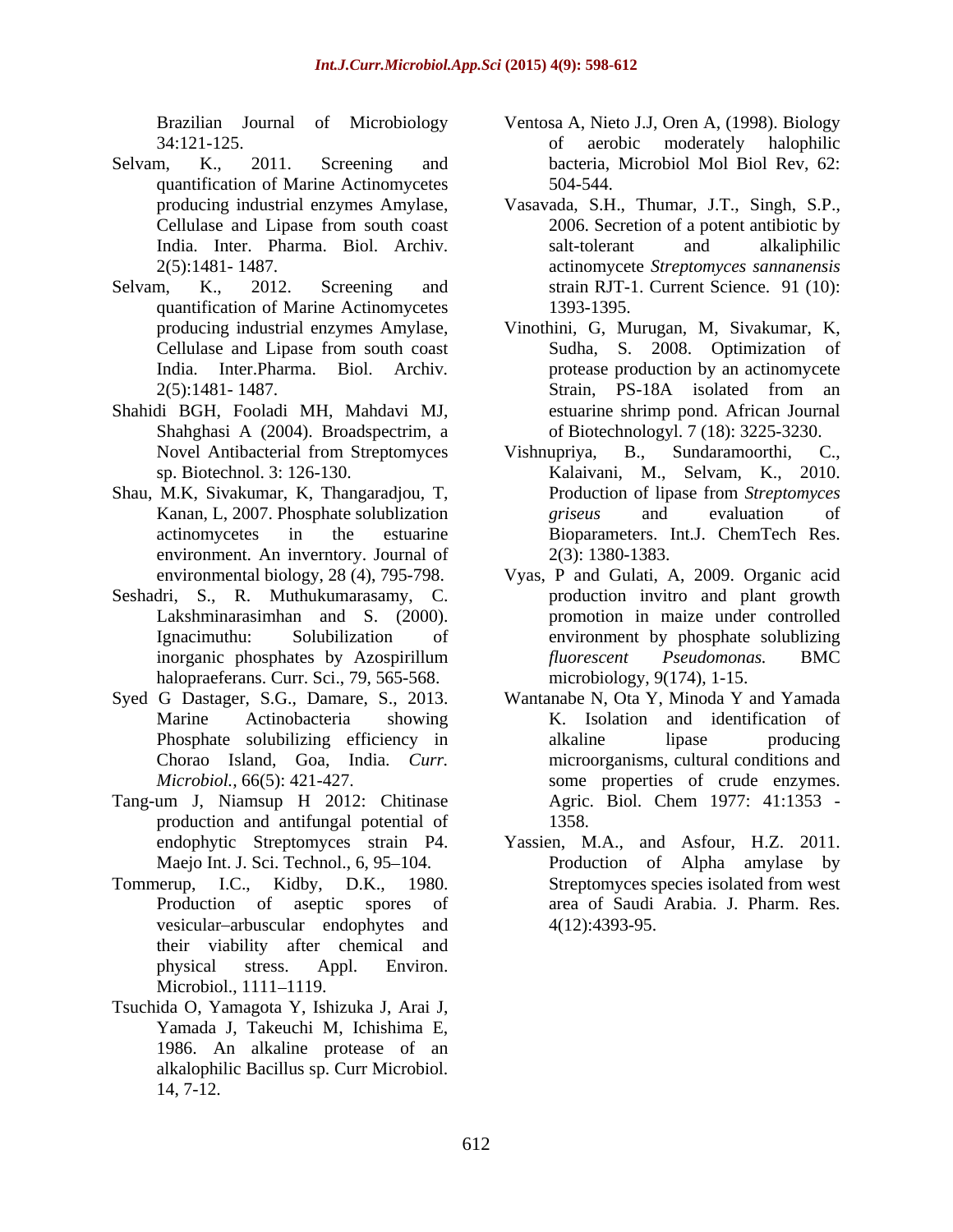Brazilian Journal of Microbiology 34:121-125.

Selvam, K., 2011. Screening and quantification of Marine Actinomycetes producing industrial enzymes Amylase, Cellulase and Lipase from south coast India. Inter. Pharma. Biol. Archiv. 2(5):1481- 1487.

Selvam, K., 2012. Screening and quantification of Marine Actinomycetes producing industrial enzymes Amylase, Cellulase and Lipase from south coast India. Inter.Pharma. Biol. Archiv. 2(5):1481- 1487.

Shahidi BGH, Fooladi MH, Mahdavi MJ, Shahghasi A (2004). Broadspectrim, a Novel Antibacterial from Streptomyces sp. Biotechnol. 3: 126-130.

Shau, M.K, Sivakumar, K, Thangaradjou, T, Kanan, L, 2007. Phosphate solublization actinomycetes in the estuarine environment. An inverntory. Journal of environmental biology, 28 (4), 795-798.

Seshadri, S., R. Muthukumarasamy, C. Lakshminarasimhan and S. (2000). Ignacimuthu: Solubilization of inorganic phosphates by Azospirillum halopraeferans. Curr. Sci., 79, 565-568.

Syed G Dastager, S.G., Damare, S., 2013. Marine Actinobacteria showing Phosphate solubilizing efficiency in Chorao Island, Goa, India. *Curr. Microbiol.*, 66(5): 421-427.

Tang-um J, Niamsup H 2012: Chitinase production and antifungal potential of endophytic Streptomyces strain P4. Maejo Int. J. Sci. Technol., 6, 95–104.

Tommerup, I.C., Kidby, D.K., 1980. Production of aseptic spores of vesicular–arbuscular endophytes and their viability after chemical and physical stress. Appl. Environ. Microbiol., 1111–1119.

Tsuchida O, Yamagota Y, Ishizuka J, Arai J, Yamada J, Takeuchi M, Ichishima E, 1986. An alkaline protease of an alkalophilic Bacillus sp. Curr Microbiol. 14, 7-12.

Ventosa A, Nieto J.J, Oren A, (1998). Biology of aerobic moderately halophilic bacteria, Microbiol Mol Biol Rev, 62: 504-544.

Vasavada, S.H., Thumar, J.T., Singh, S.P., 2006. Secretion of a potent antibiotic by salt-tolerant and alkaliphilic actinomycete *Streptomyces sannanensis* strain RJT-1. Current Science. 91 (10): 1393-1395.

Vinothini, G, Murugan, M, Sivakumar, K, Sudha, S. 2008. Optimization of protease production by an actinomycete Strain, PS-18A isolated from an estuarine shrimp pond. African Journal of Biotechnologyl. 7 (18): 3225-3230.

Vishnupriya, B., Sundaramoorthi, C., Kalaivani, M., Selvam, K., 2010. Production of lipase from *Streptomyces griseus* and evaluation of Bioparameters. Int.J. ChemTech Res. 2(3): 1380-1383.

Vyas, P and Gulati, A, 2009. Organic acid production invitro and plant growth promotion in maize under controlled environment by phosphate solublizing *fluorescent Pseudomonas.* BMC microbiology, 9(174), 1-15.

Wantanabe N, Ota Y, Minoda Y and Yamada K. Isolation and identification of alkaline lipase producing microorganisms, cultural conditions and some properties of crude enzymes. Agric. Biol. Chem 1977: 41:1353 - 1358.

Yassien, M.A., and Asfour, H.Z. 2011. Production of Alpha amylase by Streptomyces species isolated from west area of Saudi Arabia. J. Pharm. Res. 4(12):4393-95.